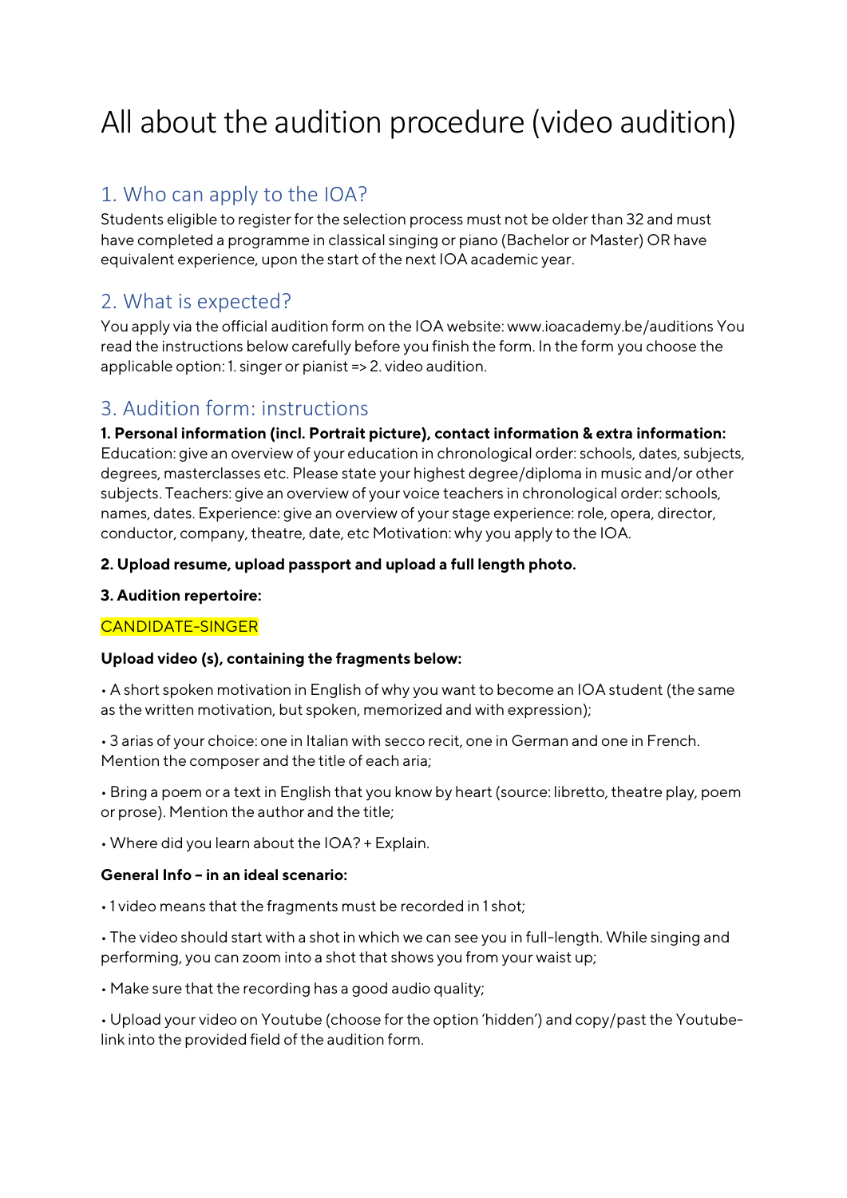# All about the audition procedure (video audition)

## 1. Who can apply to the IOA?

Students eligible to register for the selection process must not be older than 32 and must have completed a programme in classical singing or piano (Bachelor or Master) OR have equivalent experience, upon the start of the next IOA academic year.

## 2. What is expected?

You apply via the official audition form on the IOA website: www.ioacademy.be/auditions You read the instructions below carefully before you finish the form. In the form you choose the applicable option: 1. singer or pianist => 2. video audition.

## 3. Audition form: instructions

**1. Personal information (incl. Portrait picture), contact information & extra information:** Education: give an overview of your education in chronological order: schools, dates, subjects, degrees, masterclasses etc. Please state your highest degree/diploma in music and/or other subjects. Teachers: give an overview of your voice teachers in chronological order: schools, names, dates. Experience: give an overview of your stage experience: role, opera, director, conductor, company, theatre, date, etc Motivation: why you apply to the IOA.

**2. Upload resume, upload passport and upload a full length photo.**

**3. Audition repertoire:**

CANDIDATE-SINGER

**Upload video (s), containing the fragments below:**

- A short spoken motivation in English of why you want to become an IOA student (the same as the written motivation, but spoken, memorized and with expression);
- 3 arias of your choice: one in Italian with secco recit, one in German and one in French. Mention the composer and the title of each aria;
- Bring a poem or a text in English that you know by heart (source: libretto, theatre play, poem or prose). Mention the author and the title;
- Where did you learn about the IOA? + Explain.

**General Info – in an ideal scenario:**

- 1 video means that the fragments must be recorded in 1 shot;
- The video should start with a shot in which we can see you in full-length. While singing and performing, you can zoom into a shot that shows you from your waist up;
- Make sure that the recording has a good audio quality;
- Upload your video on Youtube (choose for the option 'hidden') and copy/past the Youtube-link into the provided field of the audition form.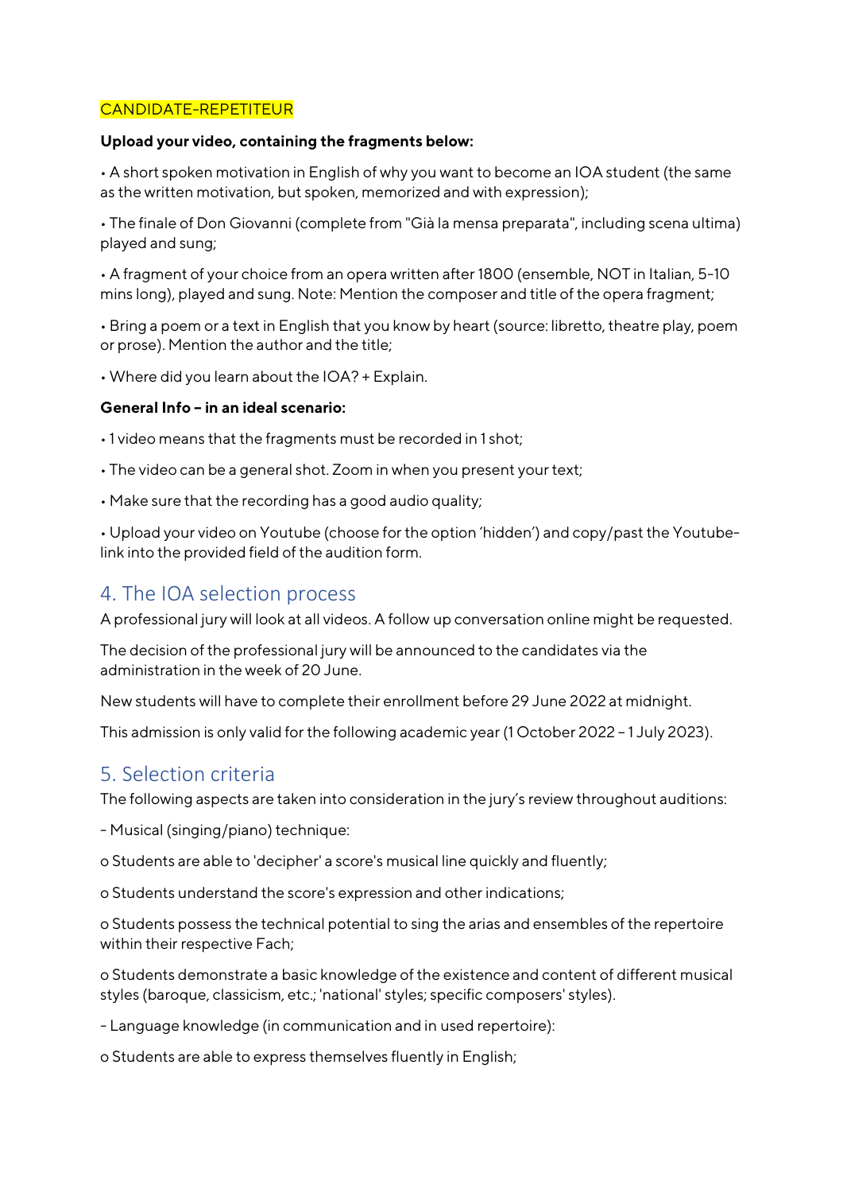CANDIDATE-REPETITEUR

**Upload your video, containing the fragments below:**

• A short spoken motivation in English of why you want to become an IOA student (the same as the written motivation, but spoken, memorized and with expression);

• The finale of Don Giovanni (complete from "Già la mensa preparata", including scena ultima) played and sung;

• A fragment of your choice from an opera written after 1800 (ensemble, NOT in Italian, 5-10 mins long), played and sung. Note: Mention the composer and title of the opera fragment;

• Bring a poem or a text in English that you know by heart (source: libretto, theatre play, poem or prose). Mention the author and the title;

• Where did you learn about the IOA? + Explain.

**General Info – in an ideal scenario:**

• 1 video means that the fragments must be recorded in 1 shot;

• The video can be a general shot. Zoom in when you present your text;

• Make sure that the recording has a good audio quality;

• Upload your video on Youtube (choose for the option 'hidden') and copy/past the Youtube-link into the provided field of the audition form.

## 4. The IOA selection process

A professional jury will look at all videos. A follow up conversation online might be requested.

The decision of the professional jury will be announced to the candidates via the administration in the week of 20 June.

New students will have to complete their enrollment before 29 June 2022 at midnight.

This admission is only valid for the following academic year (1 October 2022 – 1 July 2023).

## 5. Selection criteria

The following aspects are taken into consideration in the jury's review throughout auditions:

- Musical (singing/piano) technique:

o Students are able to 'decipher' a score's musical line quickly and fluently;

o Students understand the score's expression and other indications;

o Students possess the technical potential to sing the arias and ensembles of the repertoire within their respective Fach;

o Students demonstrate a basic knowledge of the existence and content of different musical styles (baroque, classicism, etc.; 'national' styles; specific composers' styles).

- Language knowledge (in communication and in used repertoire):

o Students are able to express themselves fluently in English;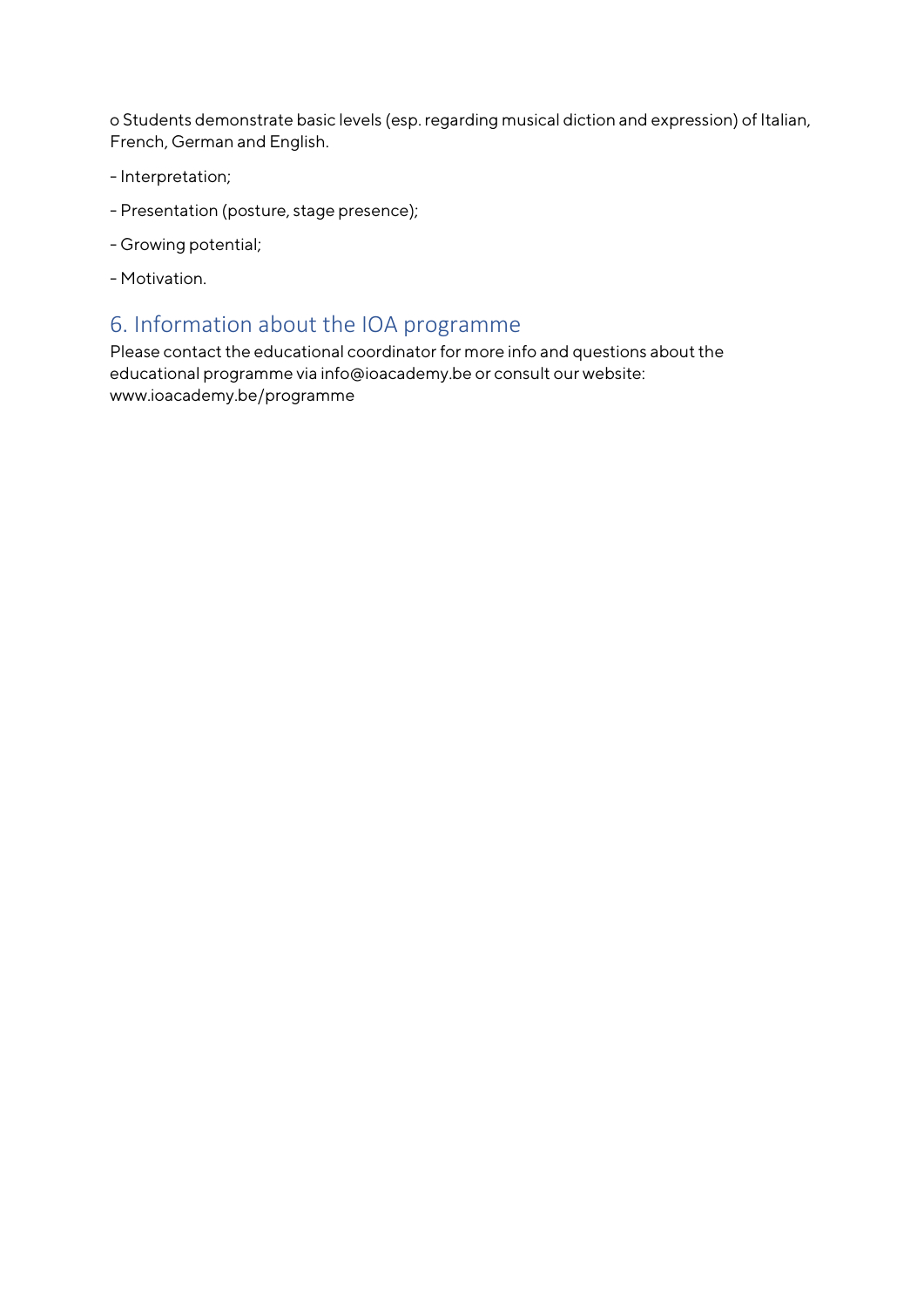o Students demonstrate basic levels (esp. regarding musical diction and expression) of Italian, French, German and English.

- Interpretation;
- Presentation (posture, stage presence);
- Growing potential;
- Motivation.

## 6. Information about the IOA programme

Please contact the educational coordinator for more info and questions about the educational programme via info@ioacademy.be or consult our website: www.ioacademy.be/programme